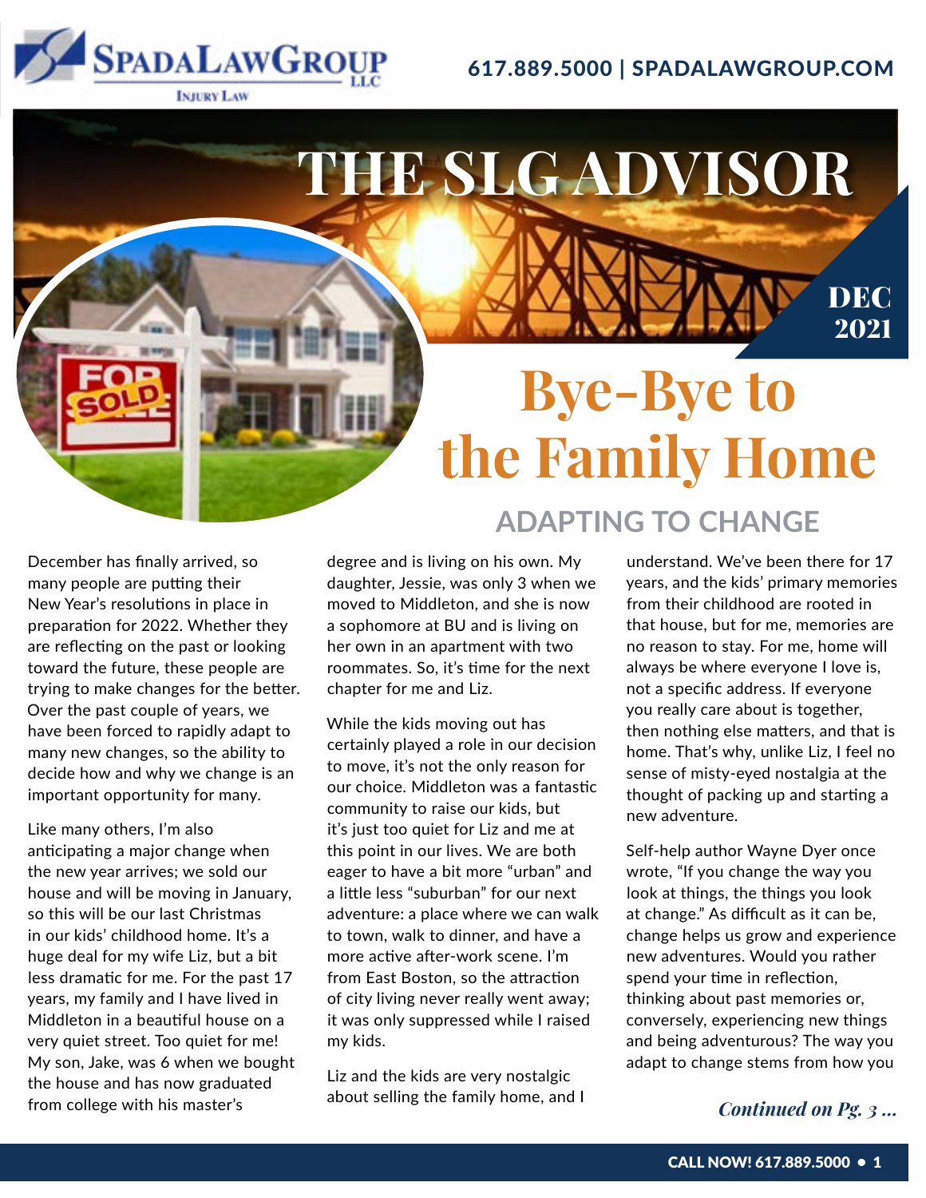617.889.5000 | SPADALAWGROUP.COM

# THE SLG ADVISOR

DEC 2021

## Bye-Bye to the Family Home

### ADAPTING TO CHANGE

December has finally arrived, so many people are putting their New Year's resolutions in place in preparation for 2022. Whether they are reflecting on the past or looking toward the future, these people are trying to make changes for the better. Over the past couple of years, we have been forced to rapidly adapt to many new changes, so the ability to decide how and why we change is an important opportunity for many.

Like many others, I'm also anticipating a major change when the new year arrives; we sold our house and will be moving in January, so this will be our last Christmas in our kids' childhood home. It's a huge deal for my wife Liz, but a bit less dramatic for me. For the past 17 years, my family and I have lived in Middleton in a beautiful house on a very quiet street. Too quiet for me! My son, Jake, was 6 when we bought the house and has now graduated from college with his master's degree and is living on his own. My daughter, Jessie, was only 3 when we moved to Middleton, and she is now a sophomore at BU and is living on her own in an apartment with two roommates. So, it's time for the next chapter for me and Liz.

While the kids moving out has certainly played a role in our decision to move, it's not the only reason for our choice. Middleton was a fantastic community to raise our kids, but it's just too quiet for Liz and me at this point in our lives. We are both eager to have a bit more "urban" and a little less "suburban" for our next adventure: a place where we can walk to town, walk to dinner, and have a more active after-work scene. I'm from East Boston, so the attraction of city living never really went away; it was only suppressed while I raised my kids.

Liz and the kids are very nostalgic about selling the family home, and I understand. We've been there for 17 years, and the kids' primary memories from their childhood are rooted in that house, but for me, memories are no reason to stay. For me, home will always be where everyone I love is, not a specific address. If everyone you really care about is together, then nothing else matters, and that is home. That's why, unlike Liz, I feel no sense of misty-eyed nostalgia at the thought of packing up and starting a new adventure.

Self-help author Wayne Dyer once wrote, "If you change the way you look at things, the things you look at change." As difficult as it can be, change helps us grow and experience new adventures. Would you rather spend your time in reflection, thinking about past memories or, conversely, experiencing new things and being adventurous? The way you adapt to change stems from how you

*Continued on Pg. 3 ...*

CALL NOW! 617.889.5000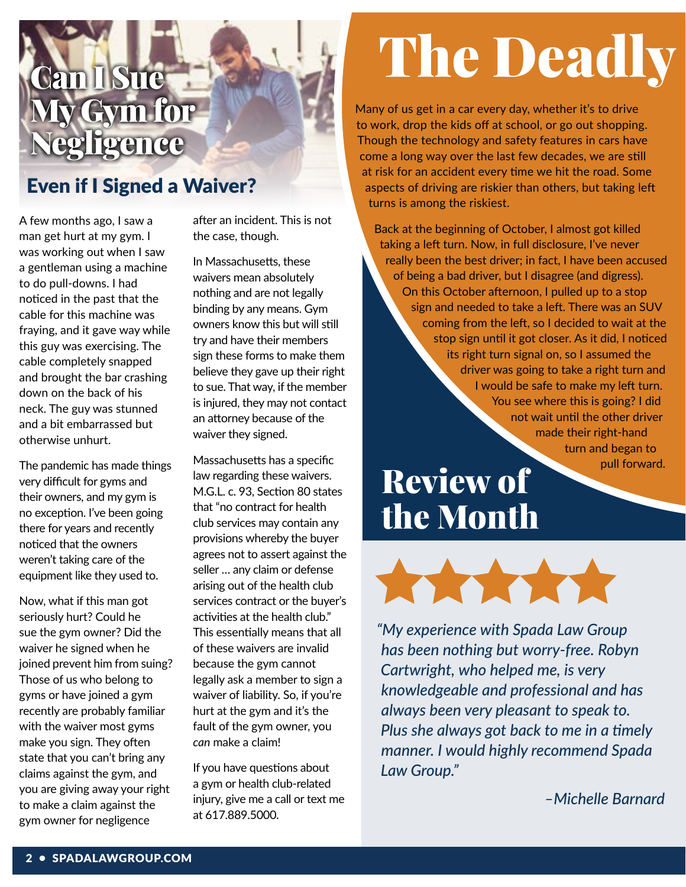# Can I Sue My Gym for Negligence

## Even if I Signed a Waiver?

A few months ago, I saw a man get hurt at my gym. I was working out when I saw a gentleman using a machine to do pull-downs. I had noticed in the past that the cable for this machine was fraying, and it gave way while this guy was exercising. The cable completely snapped and brought the bar crashing down on the back of his neck. The guy was stunned and a bit embarrassed but otherwise unhurt.

The pandemic has made things very difficult for gyms and their owners, and my gym is no exception. I've been going there for years and recently noticed that the owners weren't taking care of the equipment like they used to.

Now, what if this man got seriously hurt? Could he sue the gym owner? Did the waiver he signed when he joined prevent him from suing? Those of us who belong to gyms or have joined a gym recently are probably familiar with the waiver most gyms make you sign. They often state that you can't bring any claims against the gym, and you are giving away your right to make a claim against the gym owner for negligence after an incident. This is not the case, though.

In Massachusetts, these waivers mean absolutely nothing and are not legally binding by any means. Gym owners know this but will still try and have their members sign these forms to make them believe they gave up their right to sue. That way, if the member is injured, they may not contact an attorney because of the waiver they signed.

Massachusetts has a specific law regarding these waivers. M.G.L. c. 93, Section 80 states that "no contract for health club services may contain any provisions whereby the buyer agrees not to assert against the seller … any claim or defense arising out of the health club services contract or the buyer's activities at the health club." This essentially means that all of these waivers are invalid because the gym cannot legally ask a member to sign a waiver of liability. So, if you're hurt at the gym and it's the fault of the gym owner, you *can* make a claim!

If you have questions about a gym or health club-related injury, give me a call or text me at 617.889.5000.

# The Deadly

Many of us get in a car every day, whether it's to drive to work, drop the kids off at school, or go out shopping. Though the technology and safety features in cars have come a long way over the last few decades, we are still at risk for an accident every time we hit the road. Some aspects of driving are riskier than others, but taking left turns is among the riskiest.

Back at the beginning of October, I almost got killed taking a left turn. Now, in full disclosure, I've never really been the best driver; in fact, I have been accused of being a bad driver, but I disagree (and digress). On this October afternoon, I pulled up to a stop sign and needed to take a left. There was an SUV coming from the left, so I decided to wait at the stop sign until it got closer. As it did, I noticed its right turn signal on, so I assumed the driver was going to take a right turn and I would be safe to make my left turn. You see where this is going? I did not wait until the other driver made their right-hand turn and began to pull forward.

# Review of the Month

★★★★★

*"My experience with Spada Law Group has been nothing but worry-free. Robyn Cartwright, who helped me, is very knowledgeable and professional and has always been very pleasant to speak to. Plus she always got back to me in a timely manner. I would highly recommend Spada Law Group."*

*–Michelle Barnard*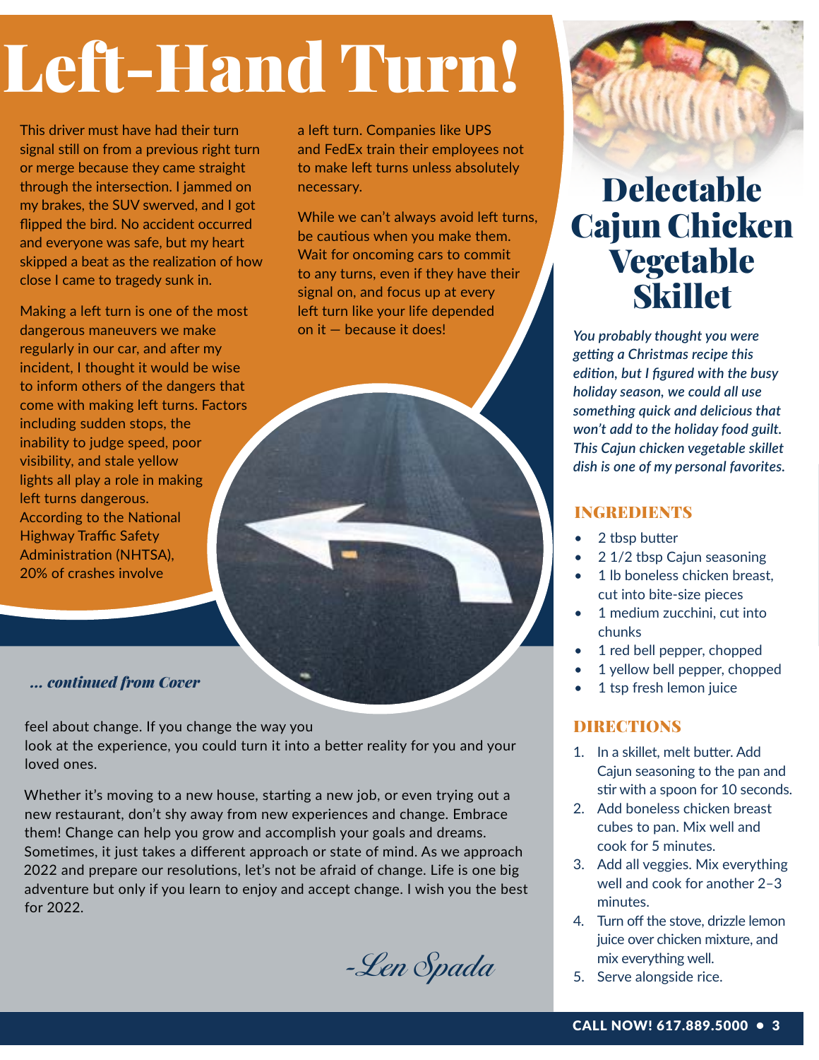# Left-Hand Turn!

This driver must have had their turn signal still on from a previous right turn or merge because they came straight through the intersection. I jammed on my brakes, the SUV swerved, and I got flipped the bird. No accident occurred and everyone was safe, but my heart skipped a beat as the realization of how close I came to tragedy sunk in.

Making a left turn is one of the most dangerous maneuvers we make regularly in our car, and after my incident, I thought it would be wise to inform others of the dangers that come with making left turns. Factors including sudden stops, the inability to judge speed, poor visibility, and stale yellow lights all play a role in making left turns dangerous. According to the National Highway Traffic Safety Administration (NHTSA), 20% of crashes involve a left turn. Companies like UPS and FedEx train their employees not to make left turns unless absolutely necessary.

While we can't always avoid left turns, be cautious when you make them. Wait for oncoming cars to commit to any turns, even if they have their signal on, and focus up at every left turn like your life depended on it — because it does!

***... continued from Cover***

feel about change. If you change the way you look at the experience, you could turn it into a better reality for you and your loved ones.

Whether it's moving to a new house, starting a new job, or even trying out a new restaurant, don't shy away from new experiences and change. Embrace them! Change can help you grow and accomplish your goals and dreams. Sometimes, it just takes a different approach or state of mind. As we approach 2022 and prepare our resolutions, let's not be afraid of change. Life is one big adventure but only if you learn to enjoy and accept change. I wish you the best for 2022.

*-Len Spada*

# Delectable Cajun Chicken Vegetable Skillet

*You probably thought you were getting a Christmas recipe this edition, but I figured with the busy holiday season, we could all use something quick and delicious that won't add to the holiday food guilt. This Cajun chicken vegetable skillet dish is one of my personal favorites.*

## INGREDIENTS

- 2 tbsp butter
- 2 1/2 tbsp Cajun seasoning
- 1 lb boneless chicken breast, cut into bite-size pieces
- 1 medium zucchini, cut into chunks
- 1 red bell pepper, chopped
- 1 yellow bell pepper, chopped
- 1 tsp fresh lemon juice

## DIRECTIONS

1. In a skillet, melt butter. Add Cajun seasoning to the pan and stir with a spoon for 10 seconds.
2. Add boneless chicken breast cubes to pan. Mix well and cook for 5 minutes.
3. Add all veggies. Mix everything well and cook for another 2–3 minutes.
4. Turn off the stove, drizzle lemon juice over chicken mixture, and mix everything well.
5. Serve alongside rice.

CALL NOW! 617.889.5000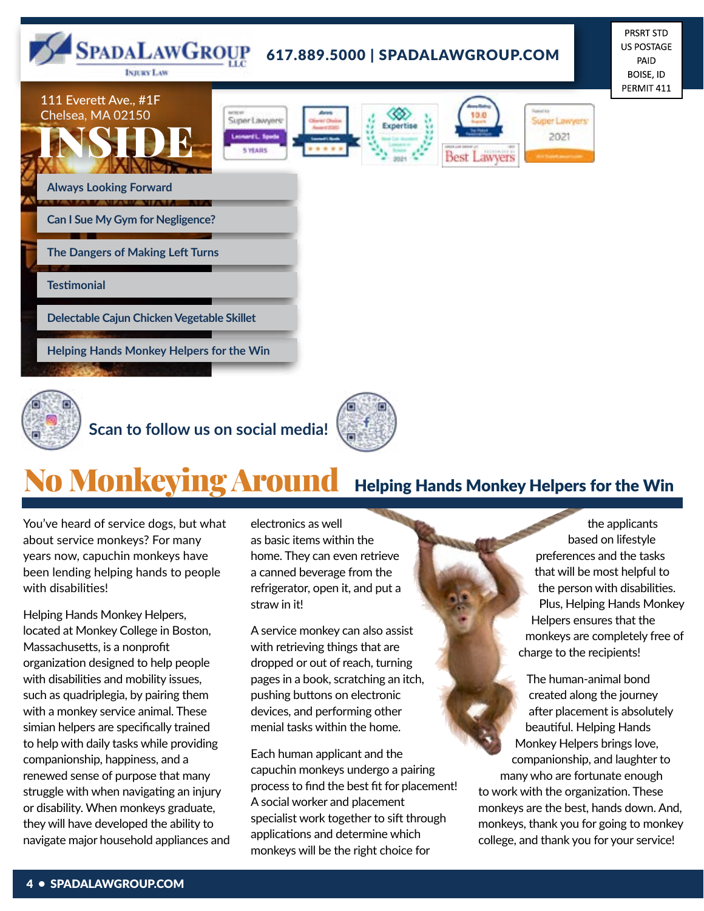SPADA LAW GROUP LLC
INJURY LAW

617.889.5000 | SPADALAWGROUP.COM

PRSRT STD
US POSTAGE
PAID
BOISE, ID
PERMIT 411

111 Everett Ave., #1F
Chelsea, MA 02150

# INSIDE

- Always Looking Forward
- Can I Sue My Gym for Negligence?
- The Dangers of Making Left Turns
- Testimonial
- Delectable Cajun Chicken Vegetable Skillet
- Helping Hands Monkey Helpers for the Win

Scan to follow us on social media!

# No Monkeying Around

## Helping Hands Monkey Helpers for the Win

You've heard of service dogs, but what about service monkeys? For many years now, capuchin monkeys have been lending helping hands to people with disabilities!

Helping Hands Monkey Helpers, located at Monkey College in Boston, Massachusetts, is a nonprofit organization designed to help people with disabilities and mobility issues, such as quadriplegia, by pairing them with a monkey service animal. These simian helpers are specifically trained to help with daily tasks while providing companionship, happiness, and a renewed sense of purpose that many struggle with when navigating an injury or disability. When monkeys graduate, they will have developed the ability to navigate major household appliances and electronics as well as basic items within the home. They can even retrieve a canned beverage from the refrigerator, open it, and put a straw in it!

A service monkey can also assist with retrieving things that are dropped or out of reach, turning pages in a book, scratching an itch, pushing buttons on electronic devices, and performing other menial tasks within the home.

Each human applicant and the capuchin monkeys undergo a pairing process to find the best fit for placement! A social worker and placement specialist work together to sift through applications and determine which monkeys will be the right choice for the applicants based on lifestyle preferences and the tasks that will be most helpful to the person with disabilities. Plus, Helping Hands Monkey Helpers ensures that the monkeys are completely free of charge to the recipients!

The human-animal bond created along the journey after placement is absolutely beautiful. Helping Hands Monkey Helpers brings love, companionship, and laughter to many who are fortunate enough to work with the organization. These monkeys are the best, hands down. And, monkeys, thank you for going to monkey college, and thank you for your service!